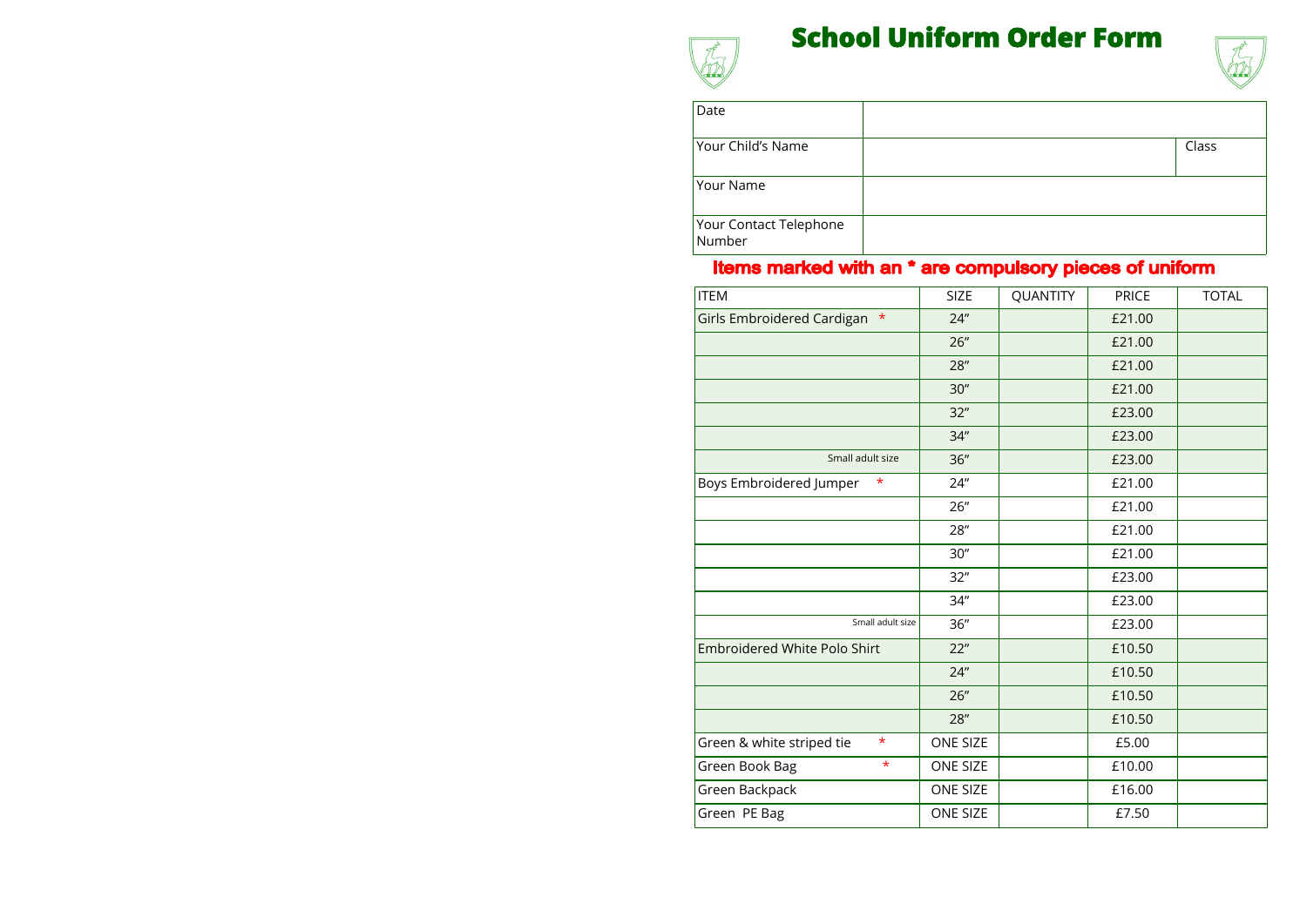# School Uniform Order Form

| Date | | |
|---|---|---|
| Your Child's Name | | Class |
| Your Name | | |
| Your Contact Telephone Number | | |

**Items marked with an * are compulsory pieces of uniform**

| ITEM | SIZE | QUANTITY | PRICE | TOTAL |
|---|---|---|---|---|
| Girls Embroidered Cardigan * | 24" | | £21.00 | |
| | 26" | | £21.00 | |
| | 28" | | £21.00 | |
| | 30" | | £21.00 | |
| | 32" | | £23.00 | |
| | 34" | | £23.00 | |
| Small adult size | 36" | | £23.00 | |
| Boys Embroidered Jumper * | 24" | | £21.00 | |
| | 26" | | £21.00 | |
| | 28" | | £21.00 | |
| | 30" | | £21.00 | |
| | 32" | | £23.00 | |
| | 34" | | £23.00 | |
| Small adult size | 36" | | £23.00 | |
| Embroidered White Polo Shirt | 22" | | £10.50 | |
| | 24" | | £10.50 | |
| | 26" | | £10.50 | |
| | 28" | | £10.50 | |
| Green & white striped tie * | ONE SIZE | | £5.00 | |
| Green Book Bag * | ONE SIZE | | £10.00 | |
| Green Backpack | ONE SIZE | | £16.00 | |
| Green PE Bag | ONE SIZE | | £7.50 | |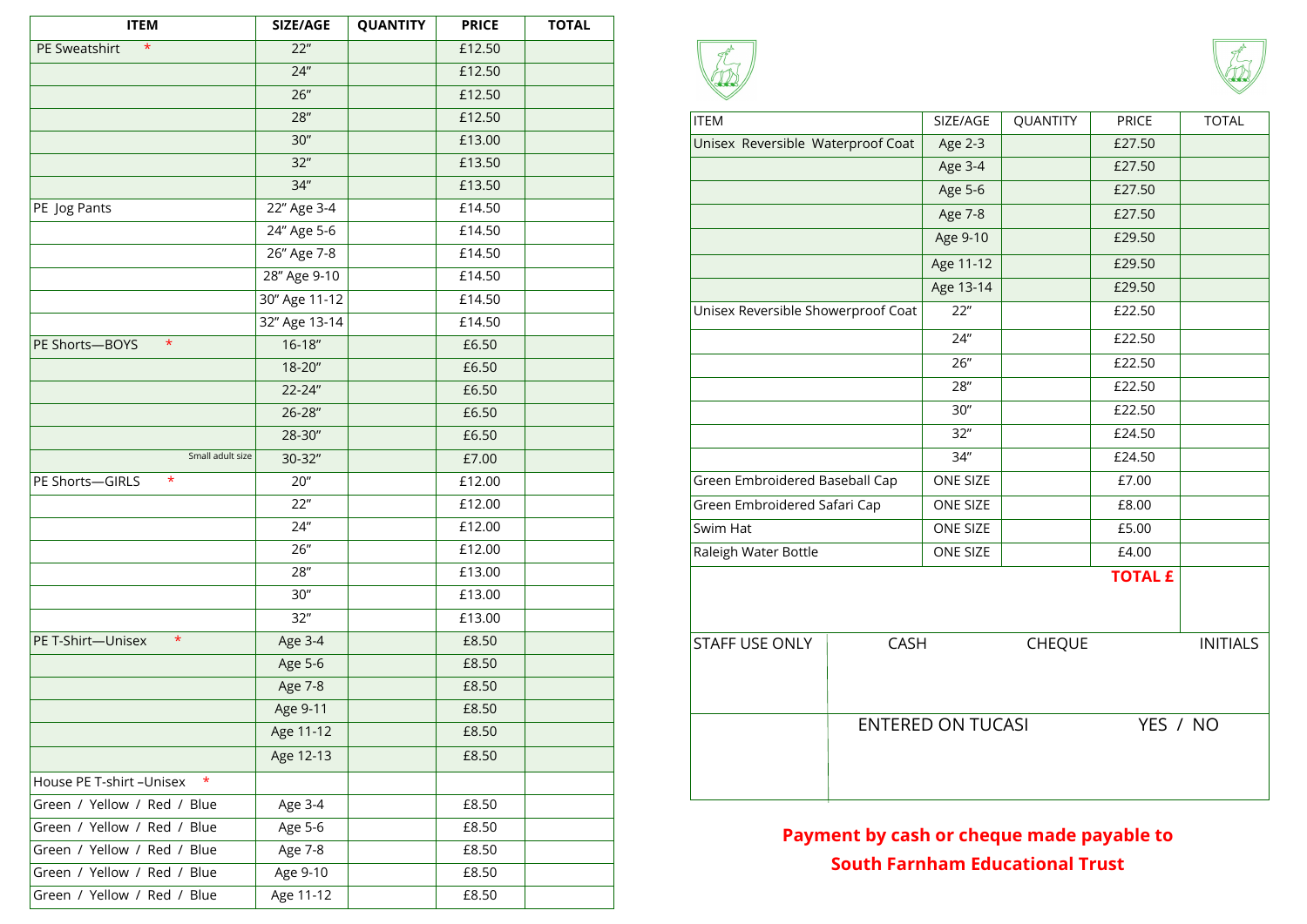| ITEM | SIZE/AGE | QUANTITY | PRICE | TOTAL |
|---|---|---|---|---|
| PE Sweatshirt * | 22" | | £12.50 | |
| | 24" | | £12.50 | |
| | 26" | | £12.50 | |
| | 28" | | £12.50 | |
| | 30" | | £13.00 | |
| | 32" | | £13.50 | |
| | 34" | | £13.50 | |
| PE Jog Pants | 22" Age 3-4 | | £14.50 | |
| | 24" Age 5-6 | | £14.50 | |
| | 26" Age 7-8 | | £14.50 | |
| | 28" Age 9-10 | | £14.50 | |
| | 30" Age 11-12 | | £14.50 | |
| | 32" Age 13-14 | | £14.50 | |
| PE Shorts—BOYS * | 16-18" | | £6.50 | |
| | 18-20" | | £6.50 | |
| | 22-24" | | £6.50 | |
| | 26-28" | | £6.50 | |
| | 28-30" | | £6.50 | |
| Small adult size | 30-32" | | £7.00 | |
| PE Shorts—GIRLS * | 20" | | £12.00 | |
| | 22" | | £12.00 | |
| | 24" | | £12.00 | |
| | 26" | | £12.00 | |
| | 28" | | £13.00 | |
| | 30" | | £13.00 | |
| | 32" | | £13.00 | |
| PE T-Shirt—Unisex * | Age 3-4 | | £8.50 | |
| | Age 5-6 | | £8.50 | |
| | Age 7-8 | | £8.50 | |
| | Age 9-11 | | £8.50 | |
| | Age 11-12 | | £8.50 | |
| | Age 12-13 | | £8.50 | |
| House PE T-shirt –Unisex * | | | | |
| Green / Yellow / Red / Blue | Age 3-4 | | £8.50 | |
| Green / Yellow / Red / Blue | Age 5-6 | | £8.50 | |
| Green / Yellow / Red / Blue | Age 7-8 | | £8.50 | |
| Green / Yellow / Red / Blue | Age 9-10 | | £8.50 | |
| Green / Yellow / Red / Blue | Age 11-12 | | £8.50 | |

| ITEM | SIZE/AGE | QUANTITY | PRICE | TOTAL |
|---|---|---|---|---|
| Unisex Reversible Waterproof Coat | Age 2-3 | | £27.50 | |
| | Age 3-4 | | £27.50 | |
| | Age 5-6 | | £27.50 | |
| | Age 7-8 | | £27.50 | |
| | Age 9-10 | | £29.50 | |
| | Age 11-12 | | £29.50 | |
| | Age 13-14 | | £29.50 | |
| Unisex Reversible Showerproof Coat | 22" | | £22.50 | |
| | 24" | | £22.50 | |
| | 26" | | £22.50 | |
| | 28" | | £22.50 | |
| | 30" | | £22.50 | |
| | 32" | | £24.50 | |
| | 34" | | £24.50 | |
| Green Embroidered Baseball Cap | ONE SIZE | | £7.00 | |
| Green Embroidered Safari Cap | ONE SIZE | | £8.00 | |
| Swim Hat | ONE SIZE | | £5.00 | |
| Raleigh Water Bottle | ONE SIZE | | £4.00 | |
| | | | **TOTAL £** | |

| STAFF USE ONLY | CASH | CHEQUE | INITIALS |
|---|---|---|---|
| | ENTERED ON TUCASI | YES / NO | |

**Payment by cash or cheque made payable to South Farnham Educational Trust**